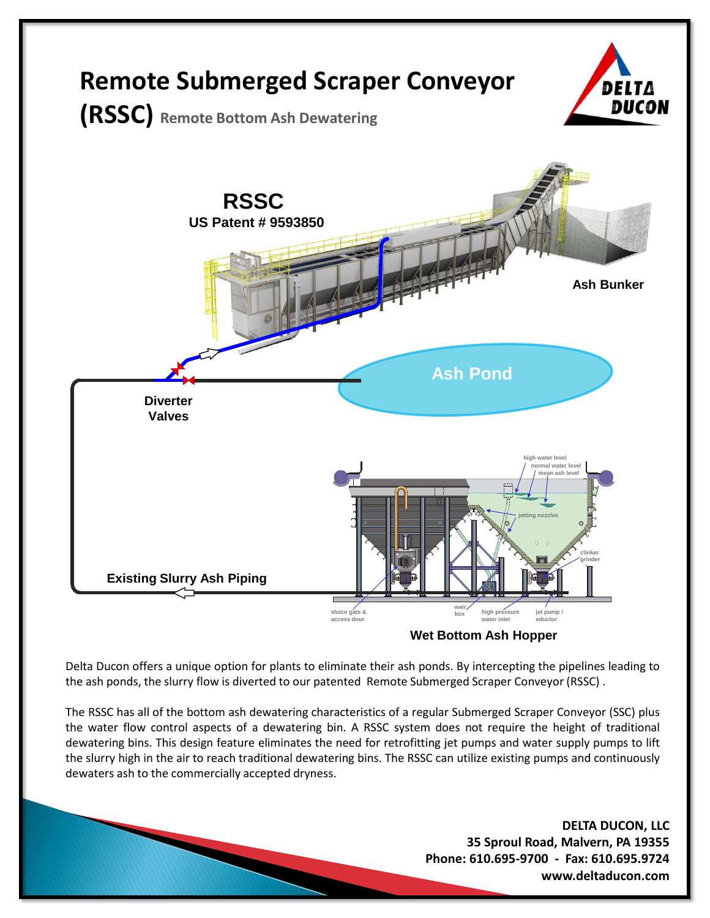# Remote Submerged Scraper Conveyor (RSSC)

## Remote Bottom Ash Dewatering

RSSC
US Patent # 9593850

Ash Bunker

Ash Pond

Diverter Valves

Existing Slurry Ash Piping

Wet Bottom Ash Hopper

Delta Ducon offers a unique option for plants to eliminate their ash ponds. By intercepting the pipelines leading to the ash ponds, the slurry flow is diverted to our patented Remote Submerged Scraper Conveyor (RSSC) .

The RSSC has all of the bottom ash dewatering characteristics of a regular Submerged Scraper Conveyor (SSC) plus the water flow control aspects of a dewatering bin. A RSSC system does not require the height of traditional dewatering bins. This design feature eliminates the need for retrofitting jet pumps and water supply pumps to lift the slurry high in the air to reach traditional dewatering bins. The RSSC can utilize existing pumps and continuously dewaters ash to the commercially accepted dryness.

**DELTA DUCON, LLC**
**35 Sproul Road, Malvern, PA 19355**
**Phone: 610.695-9700 - Fax: 610.695.9724**
**www.deltaducon.com**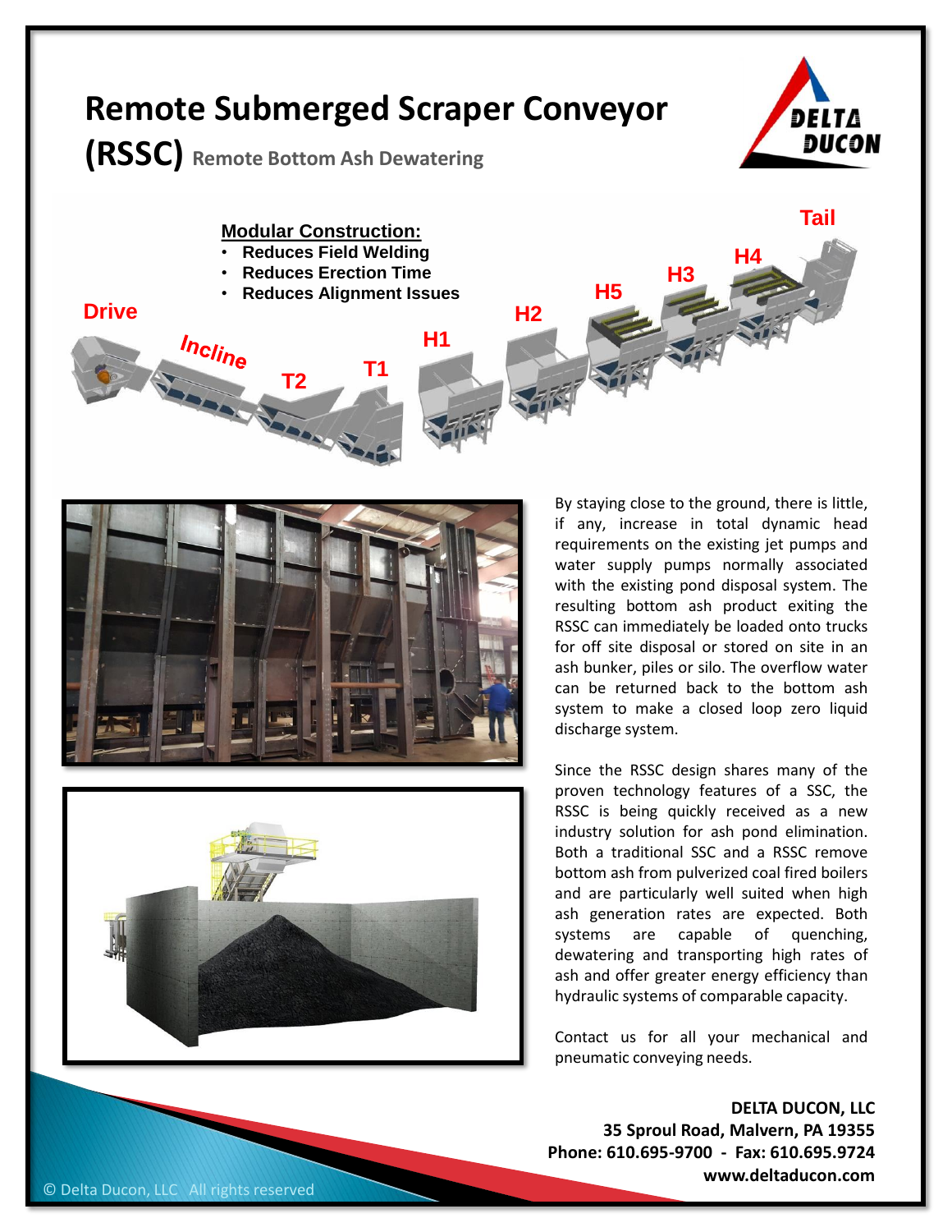# Remote Submerged Scraper Conveyor (RSSC)

## Remote Bottom Ash Dewatering

**Modular Construction:**

- **Reduces Field Welding**
- **Reduces Erection Time**
- **Reduces Alignment Issues**

Drive

Incline

T2

T1

H1

H2

H5

H3

H4

Tail

By staying close to the ground, there is little, if any, increase in total dynamic head requirements on the existing jet pumps and water supply pumps normally associated with the existing pond disposal system. The resulting bottom ash product exiting the RSSC can immediately be loaded onto trucks for off site disposal or stored on site in an ash bunker, piles or silo. The overflow water can be returned back to the bottom ash system to make a closed loop zero liquid discharge system.

Since the RSSC design shares many of the proven technology features of a SSC, the RSSC is being quickly received as a new industry solution for ash pond elimination. Both a traditional SSC and a RSSC remove bottom ash from pulverized coal fired boilers and are particularly well suited when high ash generation rates are expected. Both systems are capable of quenching, dewatering and transporting high rates of ash and offer greater energy efficiency than hydraulic systems of comparable capacity.

Contact us for all your mechanical and pneumatic conveying needs.

**DELTA DUCON, LLC**
**35 Sproul Road, Malvern, PA 19355**
**Phone: 610.695-9700 - Fax: 610.695.9724**
**www.deltaducon.com**

© Delta Ducon, LLC All rights reserved